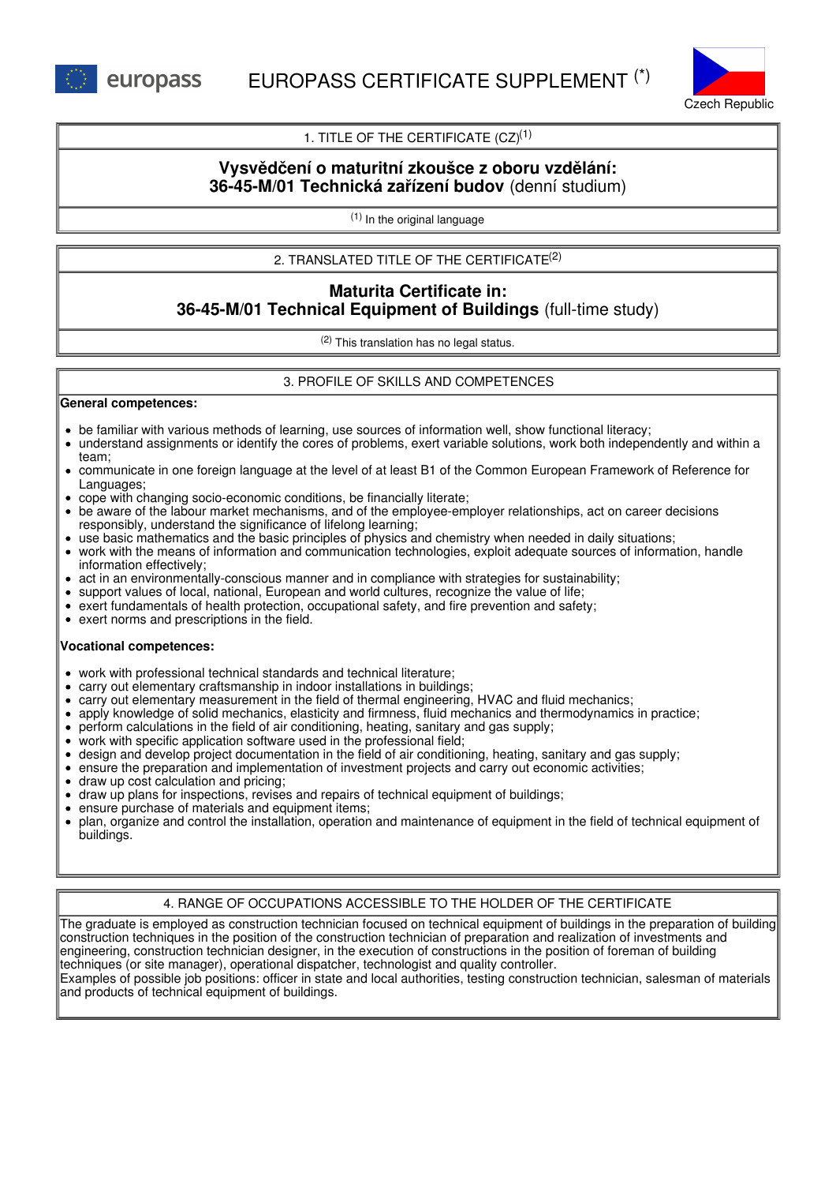europass

# EUROPASS CERTIFICATE SUPPLEMENT (*)

Czech Republic

## 1. TITLE OF THE CERTIFICATE (CZ)[1]

**Vysvědčení o maturitní zkoušce z oboru vzdělání:**
**36-45-M/01 Technická zařízení budov** (denní studium)

[1] In the original language

## 2. TRANSLATED TITLE OF THE CERTIFICATE[2]

**Maturita Certificate in:**
**36-45-M/01 Technical Equipment of Buildings** (full-time study)

[2] This translation has no legal status.

## 3. PROFILE OF SKILLS AND COMPETENCES

**General competences:**

- be familiar with various methods of learning, use sources of information well, show functional literacy;
- understand assignments or identify the cores of problems, exert variable solutions, work both independently and within a team;
- communicate in one foreign language at the level of at least B1 of the Common European Framework of Reference for Languages;
- cope with changing socio-economic conditions, be financially literate;
- be aware of the labour market mechanisms, and of the employee-employer relationships, act on career decisions responsibly, understand the significance of lifelong learning;
- use basic mathematics and the basic principles of physics and chemistry when needed in daily situations;
- work with the means of information and communication technologies, exploit adequate sources of information, handle information effectively;
- act in an environmentally-conscious manner and in compliance with strategies for sustainability;
- support values of local, national, European and world cultures, recognize the value of life;
- exert fundamentals of health protection, occupational safety, and fire prevention and safety;
- exert norms and prescriptions in the field.

**Vocational competences:**

- work with professional technical standards and technical literature;
- carry out elementary craftsmanship in indoor installations in buildings;
- carry out elementary measurement in the field of thermal engineering, HVAC and fluid mechanics;
- apply knowledge of solid mechanics, elasticity and firmness, fluid mechanics and thermodynamics in practice;
- perform calculations in the field of air conditioning, heating, sanitary and gas supply;
- work with specific application software used in the professional field;
- design and develop project documentation in the field of air conditioning, heating, sanitary and gas supply;
- ensure the preparation and implementation of investment projects and carry out economic activities;
- draw up cost calculation and pricing;
- draw up plans for inspections, revises and repairs of technical equipment of buildings;
- ensure purchase of materials and equipment items;
- plan, organize and control the installation, operation and maintenance of equipment in the field of technical equipment of buildings.

## 4. RANGE OF OCCUPATIONS ACCESSIBLE TO THE HOLDER OF THE CERTIFICATE

The graduate is employed as construction technician focused on technical equipment of buildings in the preparation of building construction techniques in the position of the construction technician of preparation and realization of investments and engineering, construction technician designer, in the execution of constructions in the position of foreman of building techniques (or site manager), operational dispatcher, technologist and quality controller.
Examples of possible job positions: officer in state and local authorities, testing construction technician, salesman of materials and products of technical equipment of buildings.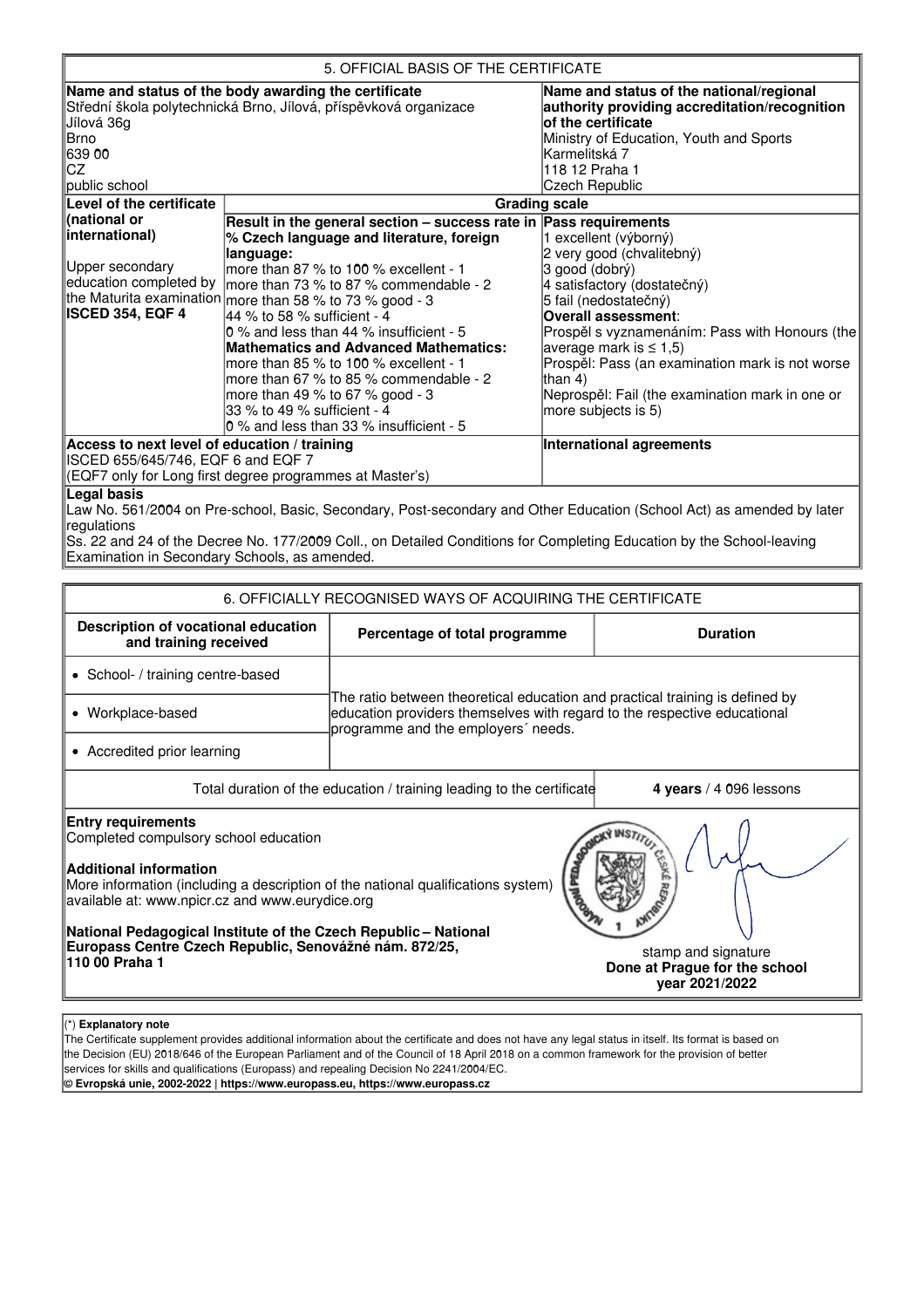## 5. OFFICIAL BASIS OF THE CERTIFICATE

| | |
|---|---|
| **Name and status of the body awarding the certificate**<br>Střední škola polytechnická Brno, Jílová, příspěvková organizace<br>Jílová 36g<br>Brno<br>639 00<br>CZ<br>public school | **Name and status of the national/regional authority providing accreditation/recognition of the certificate**<br>Ministry of Education, Youth and Sports<br>Karmelitská 7<br>118 12 Praha 1<br>Czech Republic |

| **Level of the certificate (national or international)** | **Grading scale** | |
|---|---|---|
| Upper secondary education completed by the Maturita examination<br>**ISCED 354, EQF 4** | **Result in the general section – success rate in % Czech language and literature, foreign language:**<br>more than 87 % to 100 % excellent - 1<br>more than 73 % to 87 % commendable - 2<br>more than 58 % to 73 % good - 3<br>44 % to 58 % sufficient - 4<br>0 % and less than 44 % insufficient - 5<br>**Mathematics and Advanced Mathematics:**<br>more than 85 % to 100 % excellent - 1<br>more than 67 % to 85 % commendable - 2<br>more than 49 % to 67 % good - 3<br>33 % to 49 % sufficient - 4<br>0 % and less than 33 % insufficient - 5 | **Pass requirements**<br>1 excellent (výborný)<br>2 very good (chvalitebný)<br>3 good (dobrý)<br>4 satisfactory (dostatečný)<br>5 fail (nedostatečný)<br>**Overall assessment**:<br>Prospěl s vyznamenáním: Pass with Honours (the average mark is ≤ 1,5)<br>Prospěl: Pass (an examination mark is not worse than 4)<br>Neprospěl: Fail (the examination mark in one or more subjects is 5) |

| | |
|---|---|
| **Access to next level of education / training**<br>ISCED 655/645/746, EQF 6 and EQF 7<br>(EQF7 only for Long first degree programmes at Master's) | **International agreements** |

**Legal basis**

Law No. 561/2004 on Pre-school, Basic, Secondary, Post-secondary and Other Education (School Act) as amended by later regulations

Ss. 22 and 24 of the Decree No. 177/2009 Coll., on Detailed Conditions for Completing Education by the School-leaving Examination in Secondary Schools, as amended.

## 6. OFFICIALLY RECOGNISED WAYS OF ACQUIRING THE CERTIFICATE

| Description of vocational education and training received | Percentage of total programme | Duration |
|---|---|---|
| • School- / training centre-based | The ratio between theoretical education and practical training is defined by education providers themselves with regard to the respective educational programme and the employers´ needs. | |
| • Workplace-based | | |
| • Accredited prior learning | | |
| Total duration of the education / training leading to the certificate | | **4 years** / 4 096 lessons |

**Entry requirements**

Completed compulsory school education

**Additional information**

More information (including a description of the national qualifications system) available at: www.npicr.cz and www.eurydice.org

**National Pedagogical Institute of the Czech Republic – National Europass Centre Czech Republic, Senovážné nám. 872/25, 110 00 Praha 1**

stamp and signature

**Done at Prague for the school year 2021/2022**

(*) **Explanatory note**

The Certificate supplement provides additional information about the certificate and does not have any legal status in itself. Its format is based on the Decision (EU) 2018/646 of the European Parliament and of the Council of 18 April 2018 on a common framework for the provision of better services for skills and qualifications (Europass) and repealing Decision No 2241/2004/EC.

**© Evropská unie, 2002-2022 | https://www.europass.eu, https://www.europass.cz**